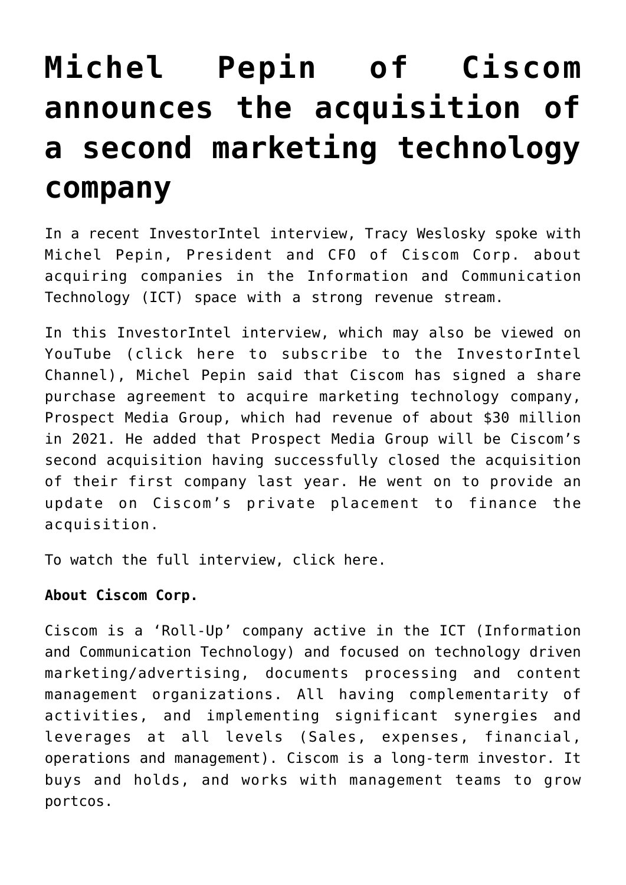# Michel Pepin of Ciscom announces the acquisition of a second marketing technology company

In a recent InvestorIntel interview, Tracy Weslosky spoke with Michel Pepin, President and CFO of Ciscom Corp. about acquiring companies in the Information and Communication Technology (ICT) space with a strong revenue stream.

In this InvestorIntel interview, which may also be viewed on YouTube (click here to subscribe to the InvestorIntel Channel), Michel Pepin said that Ciscom has signed a share purchase agreement to acquire marketing technology company, Prospect Media Group, which had revenue of about $30 million in 2021. He added that Prospect Media Group will be Ciscom's second acquisition having successfully closed the acquisition of their first company last year. He went on to provide an update on Ciscom's private placement to finance the acquisition.

To watch the full interview, click here.

**About Ciscom Corp.**

Ciscom is a 'Roll-Up' company active in the ICT (Information and Communication Technology) and focused on technology driven marketing/advertising, documents processing and content management organizations. All having complementarity of activities, and implementing significant synergies and leverages at all levels (Sales, expenses, financial, operations and management). Ciscom is a long-term investor. It buys and holds, and works with management teams to grow portcos.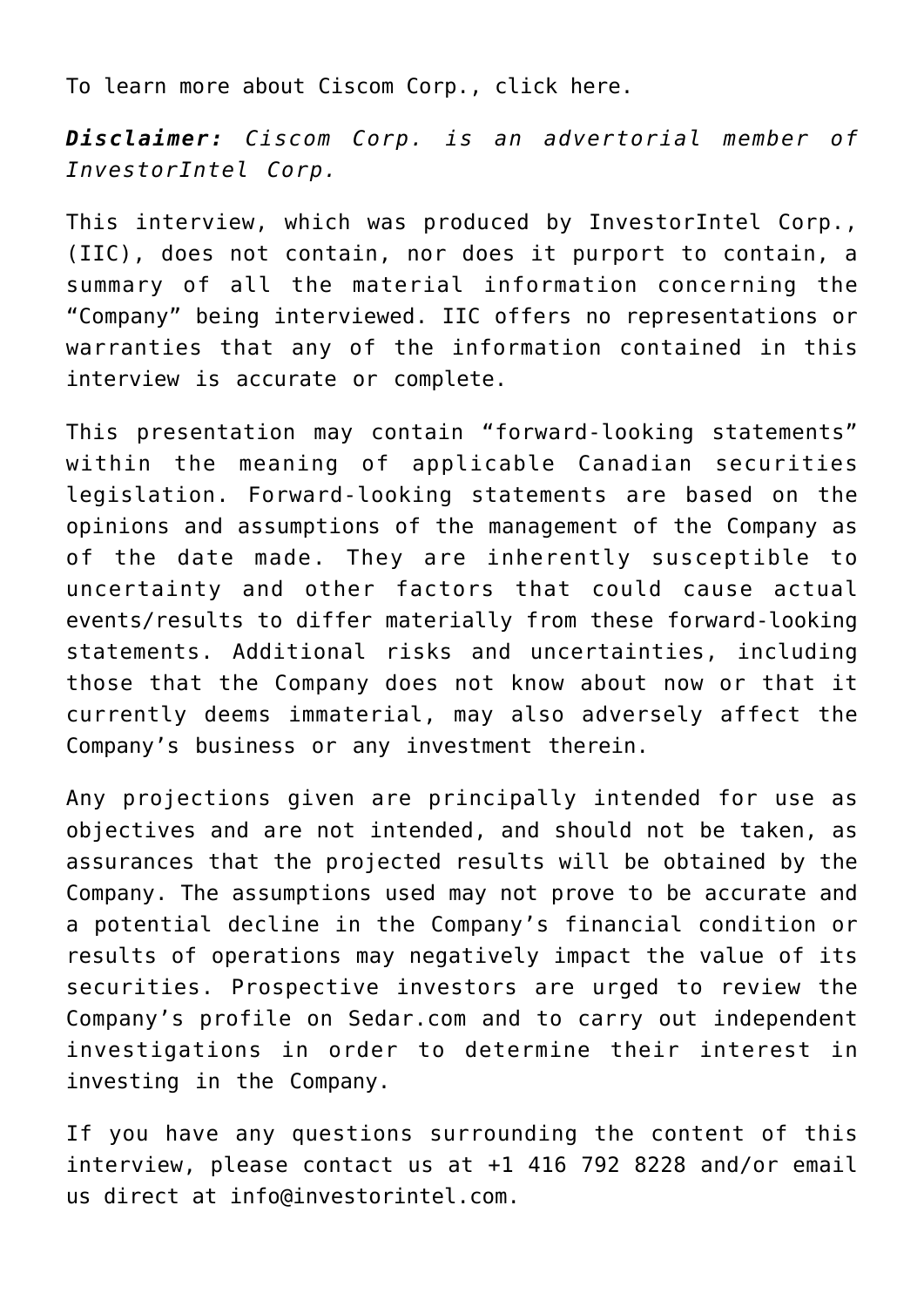To learn more about Ciscom Corp., click here.

***Disclaimer:*** *Ciscom Corp. is an advertorial member of InvestorIntel Corp.*

This interview, which was produced by InvestorIntel Corp., (IIC), does not contain, nor does it purport to contain, a summary of all the material information concerning the "Company" being interviewed. IIC offers no representations or warranties that any of the information contained in this interview is accurate or complete.

This presentation may contain "forward-looking statements" within the meaning of applicable Canadian securities legislation. Forward-looking statements are based on the opinions and assumptions of the management of the Company as of the date made. They are inherently susceptible to uncertainty and other factors that could cause actual events/results to differ materially from these forward-looking statements. Additional risks and uncertainties, including those that the Company does not know about now or that it currently deems immaterial, may also adversely affect the Company's business or any investment therein.

Any projections given are principally intended for use as objectives and are not intended, and should not be taken, as assurances that the projected results will be obtained by the Company. The assumptions used may not prove to be accurate and a potential decline in the Company's financial condition or results of operations may negatively impact the value of its securities. Prospective investors are urged to review the Company's profile on Sedar.com and to carry out independent investigations in order to determine their interest in investing in the Company.

If you have any questions surrounding the content of this interview, please contact us at +1 416 792 8228 and/or email us direct at info@investorintel.com.